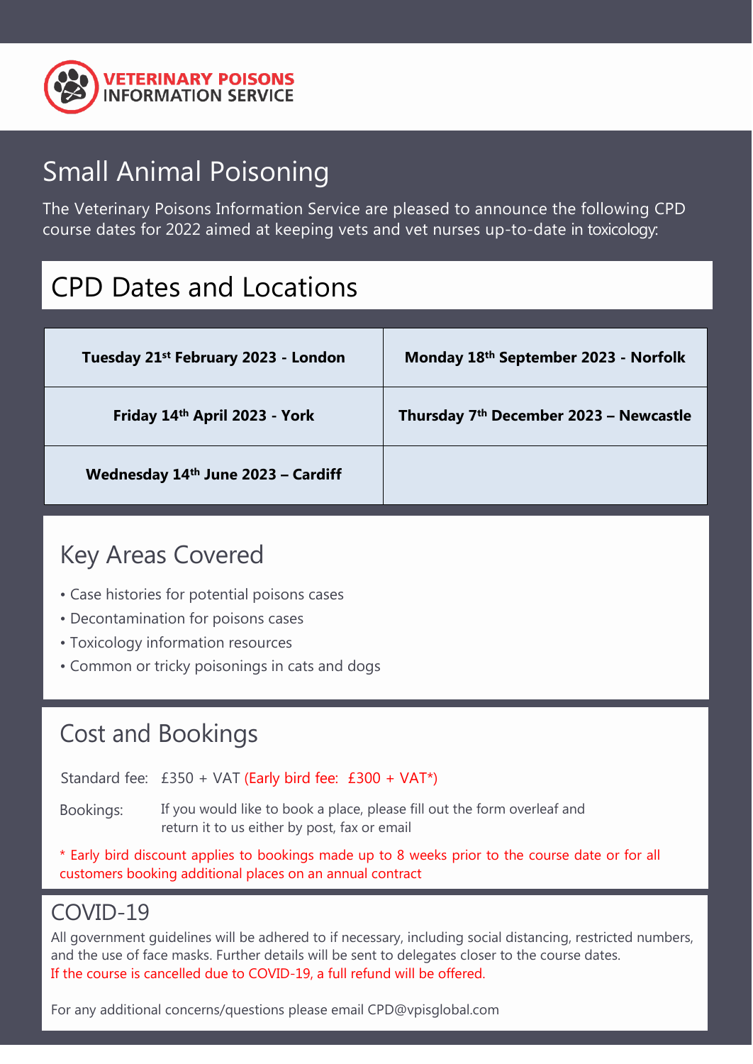VETERINARY POISONS INFORMATION SERVICE

# Small Animal Poisoning

The Veterinary Poisons Information Service are pleased to announce the following CPD course dates for 2022 aimed at keeping vets and vet nurses up-to-date in toxicology:

## CPD Dates and Locations

| | |
|---|---|
| **Tuesday 21st February 2023 - London** | **Monday 18th September 2023 - Norfolk** |
| **Friday 14th April 2023 - York** | **Thursday 7th December 2023 – Newcastle** |
| **Wednesday 14th June 2023 – Cardiff** | |

## Key Areas Covered

- Case histories for potential poisons cases
- Decontamination for poisons cases
- Toxicology information resources
- Common or tricky poisonings in cats and dogs

## Cost and Bookings

Standard fee: £350 + VAT (Early bird fee: £300 + VAT*)

Bookings: If you would like to book a place, please fill out the form overleaf and return it to us either by post, fax or email

* Early bird discount applies to bookings made up to 8 weeks prior to the course date or for all customers booking additional places on an annual contract

## COVID-19

All government guidelines will be adhered to if necessary, including social distancing, restricted numbers, and the use of face masks. Further details will be sent to delegates closer to the course dates.
If the course is cancelled due to COVID-19, a full refund will be offered.

For any additional concerns/questions please email CPD@vpisglobal.com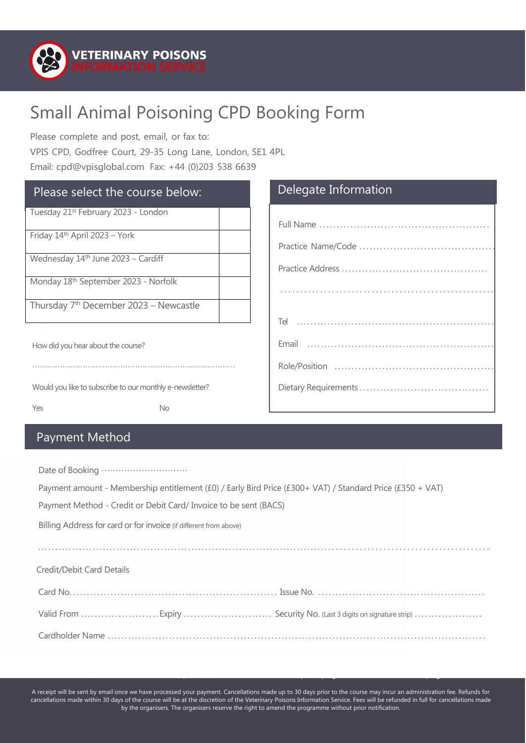VETERINARY POISONS INFORMATION SERVICE

# Small Animal Poisoning CPD Booking Form

Please complete and post, email, or fax to:
VPIS CPD, Godfree Court, 29-35 Long Lane, London, SE1 4PL
Email: cpd@vpisglobal.com Fax: +44 (0)203 538 6639

## Please select the course below:

| | |
|---|---|
| Tuesday 21st February 2023 - London | |
| Friday 14th April 2023 – York | |
| Wednesday 14th June 2023 – Cardiff | |
| Monday 18th September 2023 - Norfolk | |
| Thursday 7th December 2023 – Newcastle | |

How did you hear about the course?

...................................................................................

Would you like to subscribe to our monthly e-newsletter?

Yes No

## Delegate Information

Full Name ..................................................

Practice Name/Code ........................................

Practice Address ..........................................

...........................................................

Tel ........................................................

Email ......................................................

Role/Position ..............................................

Dietary Requirements .......................................

## Payment Method

Date of Booking ..............................

Payment amount - Membership entitlement (£0) / Early Bird Price (£300+ VAT) / Standard Price (£350 + VAT)

Payment Method - Credit or Debit Card/ Invoice to be sent (BACS)

Billing Address for card or for invoice (if different from above)

...........................................................................................................................

Credit/Debit Card Details

Card No. ........................................................... Issue No. ................................................

Valid From ....................... Expiry ......................... Security No. (Last 3 digits on signature strip) ....................

Cardholder Name ...........................................................................................................

A receipt will be sent by email once we have processed your payment. Cancellations made up to 30 days prior to the course may incur an administration fee. Refunds for cancellations made within 30 days of the course will be at the discretion of the Veterinary Poisons Information Service. Fees will be refunded in full for cancellations made by the organisers. The organisers reserve the right to amend the programme without prior notification.